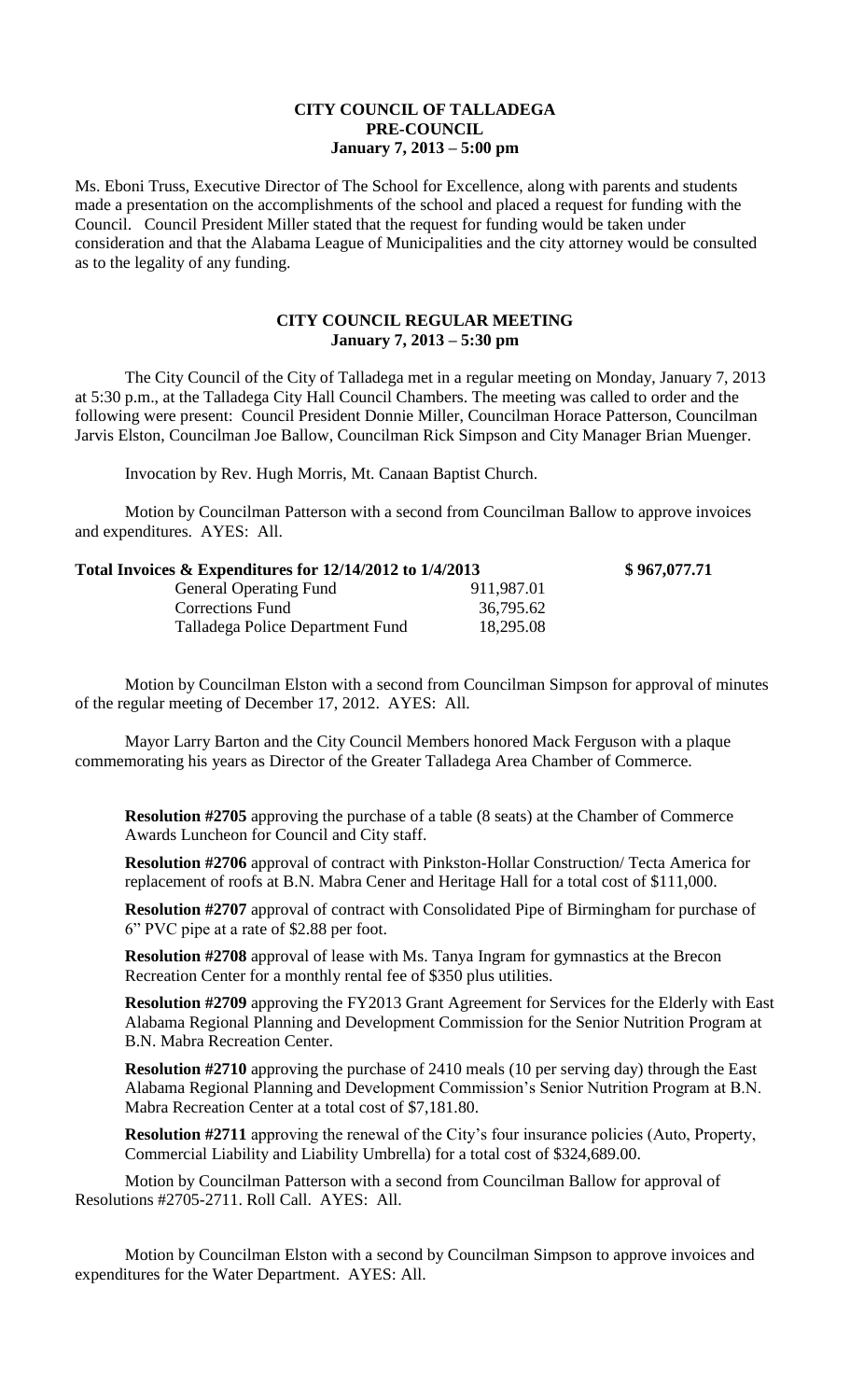**CITY COUNCIL OF TALLADEGA**
**PRE-COUNCIL**
**January 7, 2013 – 5:00 pm**

Ms. Eboni Truss, Executive Director of The School for Excellence, along with parents and students made a presentation on the accomplishments of the school and placed a request for funding with the Council. Council President Miller stated that the request for funding would be taken under consideration and that the Alabama League of Municipalities and the city attorney would be consulted as to the legality of any funding.

**CITY COUNCIL REGULAR MEETING**
**January 7, 2013 – 5:30 pm**

The City Council of the City of Talladega met in a regular meeting on Monday, January 7, 2013 at 5:30 p.m., at the Talladega City Hall Council Chambers. The meeting was called to order and the following were present: Council President Donnie Miller, Councilman Horace Patterson, Councilman Jarvis Elston, Councilman Joe Ballow, Councilman Rick Simpson and City Manager Brian Muenger.

Invocation by Rev. Hugh Morris, Mt. Canaan Baptist Church.

Motion by Councilman Patterson with a second from Councilman Ballow to approve invoices and expenditures. AYES: All.

| **Total Invoices & Expenditures for 12/14/2012 to 1/4/2013** | | **$ 967,077.71** |
|---|---|---|
| General Operating Fund | 911,987.01 | |
| Corrections Fund | 36,795.62 | |
| Talladega Police Department Fund | 18,295.08 | |

Motion by Councilman Elston with a second from Councilman Simpson for approval of minutes of the regular meeting of December 17, 2012. AYES: All.

Mayor Larry Barton and the City Council Members honored Mack Ferguson with a plaque commemorating his years as Director of the Greater Talladega Area Chamber of Commerce.

**Resolution #2705** approving the purchase of a table (8 seats) at the Chamber of Commerce Awards Luncheon for Council and City staff.

**Resolution #2706** approval of contract with Pinkston-Hollar Construction/ Tecta America for replacement of roofs at B.N. Mabra Cener and Heritage Hall for a total cost of $111,000.

**Resolution #2707** approval of contract with Consolidated Pipe of Birmingham for purchase of 6" PVC pipe at a rate of $2.88 per foot.

**Resolution #2708** approval of lease with Ms. Tanya Ingram for gymnastics at the Brecon Recreation Center for a monthly rental fee of $350 plus utilities.

**Resolution #2709** approving the FY2013 Grant Agreement for Services for the Elderly with East Alabama Regional Planning and Development Commission for the Senior Nutrition Program at B.N. Mabra Recreation Center.

**Resolution #2710** approving the purchase of 2410 meals (10 per serving day) through the East Alabama Regional Planning and Development Commission's Senior Nutrition Program at B.N. Mabra Recreation Center at a total cost of $7,181.80.

**Resolution #2711** approving the renewal of the City's four insurance policies (Auto, Property, Commercial Liability and Liability Umbrella) for a total cost of $324,689.00.

Motion by Councilman Patterson with a second from Councilman Ballow for approval of Resolutions #2705-2711. Roll Call. AYES: All.

Motion by Councilman Elston with a second by Councilman Simpson to approve invoices and expenditures for the Water Department. AYES: All.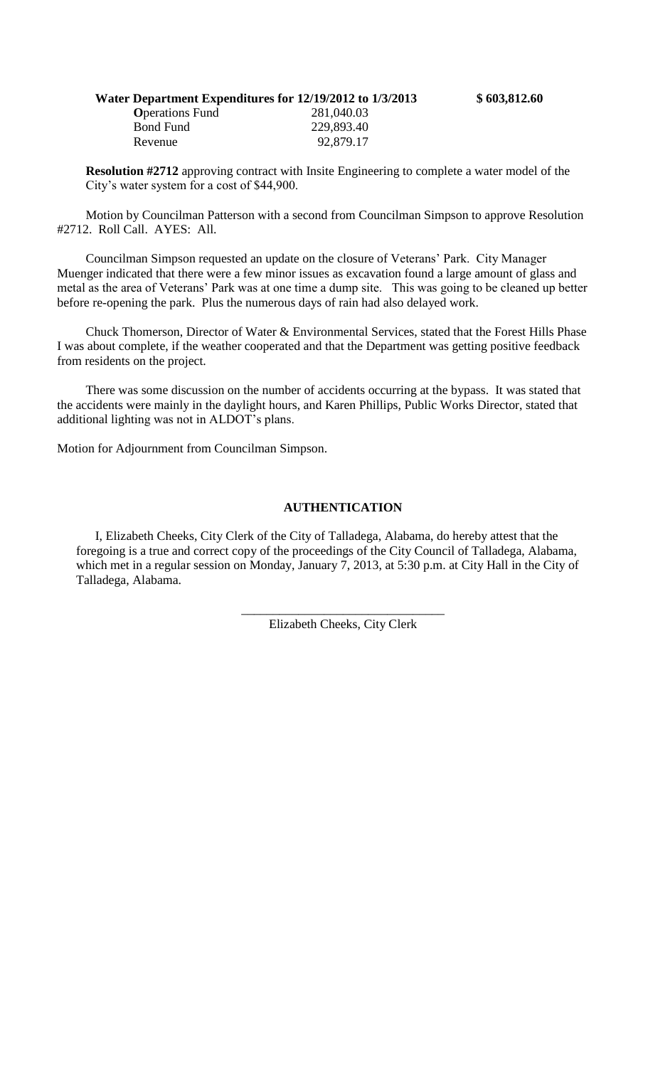**Water Department Expenditures for 12/19/2012 to 1/3/2013 $ 603,812.60**

| | |
|---|---|
| **O**perations Fund | 281,040.03 |
| Bond Fund | 229,893.40 |
| Revenue | 92,879.17 |

**Resolution #2712** approving contract with Insite Engineering to complete a water model of the City's water system for a cost of $44,900.

Motion by Councilman Patterson with a second from Councilman Simpson to approve Resolution #2712. Roll Call. AYES: All.

Councilman Simpson requested an update on the closure of Veterans' Park. City Manager Muenger indicated that there were a few minor issues as excavation found a large amount of glass and metal as the area of Veterans' Park was at one time a dump site. This was going to be cleaned up better before re-opening the park. Plus the numerous days of rain had also delayed work.

Chuck Thomerson, Director of Water & Environmental Services, stated that the Forest Hills Phase I was about complete, if the weather cooperated and that the Department was getting positive feedback from residents on the project.

There was some discussion on the number of accidents occurring at the bypass. It was stated that the accidents were mainly in the daylight hours, and Karen Phillips, Public Works Director, stated that additional lighting was not in ALDOT's plans.

Motion for Adjournment from Councilman Simpson.

**AUTHENTICATION**

I, Elizabeth Cheeks, City Clerk of the City of Talladega, Alabama, do hereby attest that the foregoing is a true and correct copy of the proceedings of the City Council of Talladega, Alabama, which met in a regular session on Monday, January 7, 2013, at 5:30 p.m. at City Hall in the City of Talladega, Alabama.

\_\_\_\_\_\_\_\_\_\_\_\_\_\_\_\_\_\_\_\_\_\_\_\_\_\_\_\_\_\_\_\_

Elizabeth Cheeks, City Clerk